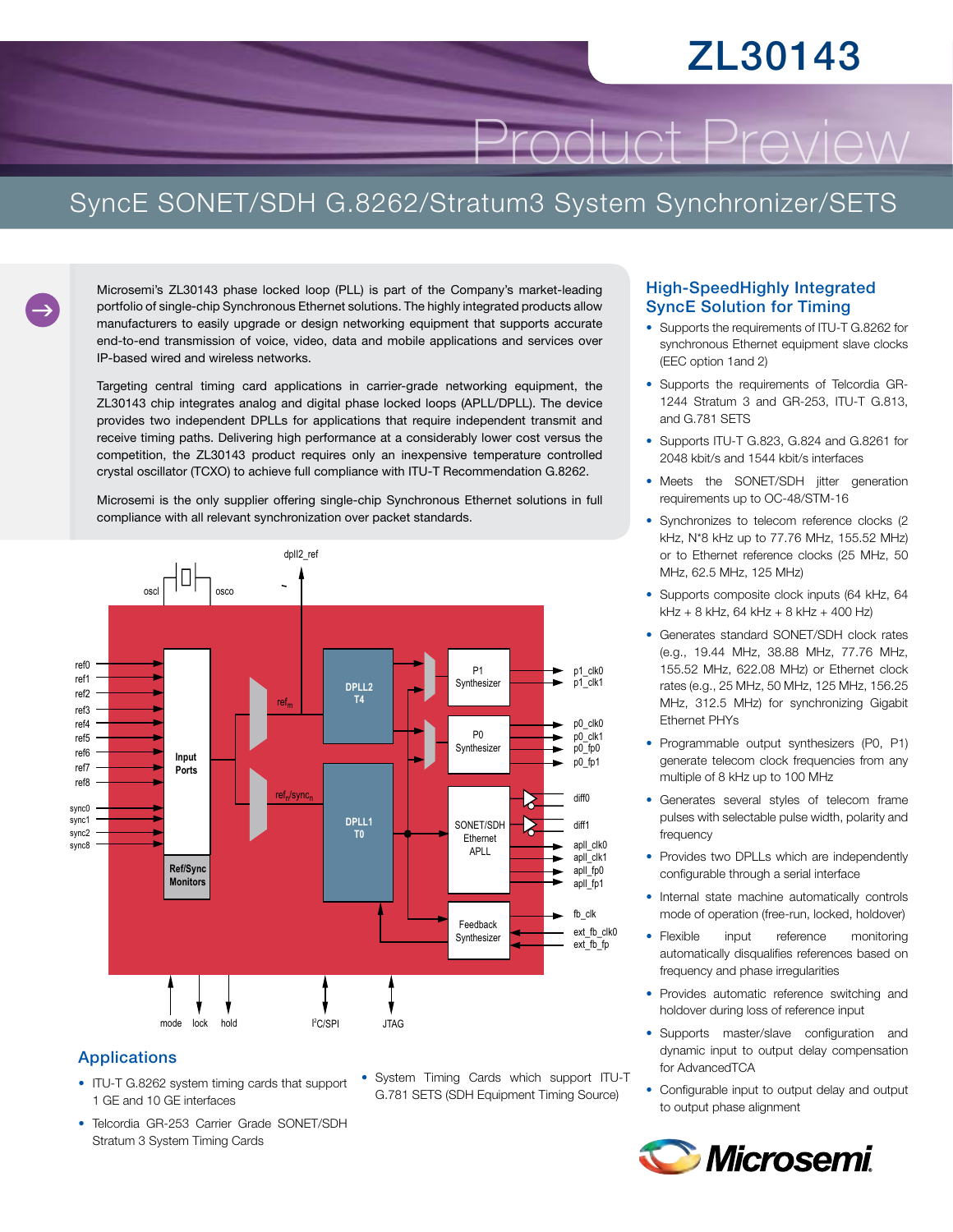# ZL30143

## Product Preview

## SyncE SONET/SDH G.8262/Stratum3 System Synchronizer/SETS

Microsemi's ZL30143 phase locked loop (PLL) is part of the Company's market-leading portfolio of single-chip Synchronous Ethernet solutions. The highly integrated products allow manufacturers to easily upgrade or design networking equipment that supports accurate end-to-end transmission of voice, video, data and mobile applications and services over IP-based wired and wireless networks.

Targeting central timing card applications in carrier-grade networking equipment, the ZL30143 chip integrates analog and digital phase locked loops (APLL/DPLL). The device provides two independent DPLLs for applications that require independent transmit and receive timing paths. Delivering high performance at a considerably lower cost versus the competition, the ZL30143 product requires only an inexpensive temperature controlled crystal oscillator (TCXO) to achieve full compliance with ITU-T Recommendation G.8262.

Microsemi is the only supplier offering single-chip Synchronous Ethernet solutions in full compliance with all relevant synchronization over packet standards.

## Applications

- ITU-T G.8262 system timing cards that support 1 GE and 10 GE interfaces
- Telcordia GR-253 Carrier Grade SONET/SDH Stratum 3 System Timing Cards
- System Timing Cards which support ITU-T G.781 SETS (SDH Equipment Timing Source)

## High-SpeedHighly Integrated SyncE Solution for Timing

- Supports the requirements of ITU-T G.8262 for synchronous Ethernet equipment slave clocks (EEC option 1and 2)
- Supports the requirements of Telcordia GR-1244 Stratum 3 and GR-253, ITU-T G.813, and G.781 SETS
- Supports ITU-T G.823, G.824 and G.8261 for 2048 kbit/s and 1544 kbit/s interfaces
- Meets the SONET/SDH jitter generation requirements up to OC-48/STM-16
- Synchronizes to telecom reference clocks (2 kHz, N*8 kHz up to 77.76 MHz, 155.52 MHz) or to Ethernet reference clocks (25 MHz, 50 MHz, 62.5 MHz, 125 MHz)
- Supports composite clock inputs (64 kHz, 64 kHz + 8 kHz, 64 kHz + 8 kHz + 400 Hz)
- Generates standard SONET/SDH clock rates (e.g., 19.44 MHz, 38.88 MHz, 77.76 MHz, 155.52 MHz, 622.08 MHz) or Ethernet clock rates (e.g., 25 MHz, 50 MHz, 125 MHz, 156.25 MHz, 312.5 MHz) for synchronizing Gigabit Ethernet PHYs
- Programmable output synthesizers (P0, P1) generate telecom clock frequencies from any multiple of 8 kHz up to 100 MHz
- Generates several styles of telecom frame pulses with selectable pulse width, polarity and frequency
- Provides two DPLLs which are independently configurable through a serial interface
- Internal state machine automatically controls mode of operation (free-run, locked, holdover)
- Flexible input reference monitoring automatically disqualifies references based on frequency and phase irregularities
- Provides automatic reference switching and holdover during loss of reference input
- Supports master/slave configuration and dynamic input to output delay compensation for AdvancedTCA
- Configurable input to output delay and output to output phase alignment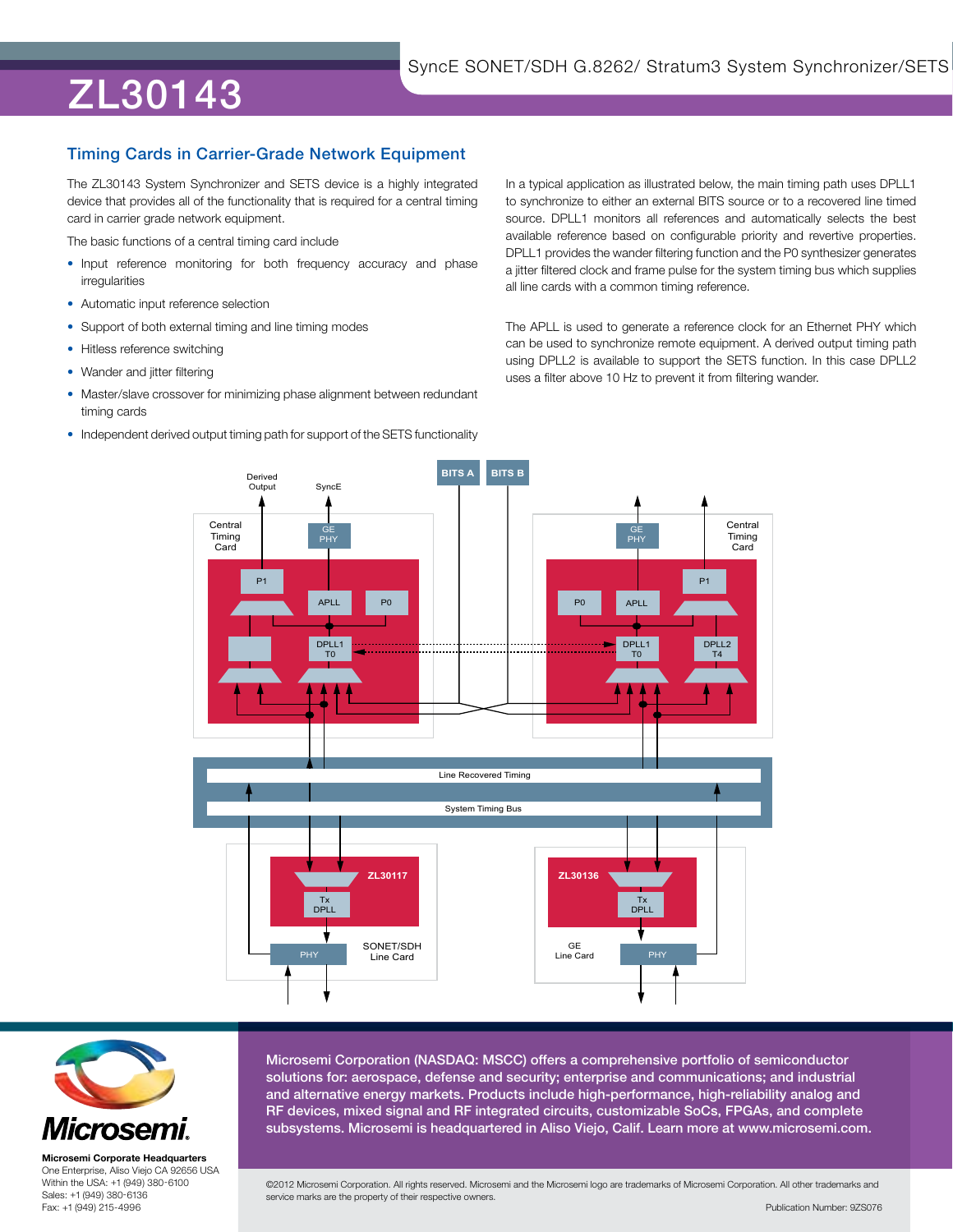# ZL30143

SyncE SONET/SDH G.8262/ Stratum3 System Synchronizer/SETS

## Timing Cards in Carrier-Grade Network Equipment

The ZL30143 System Synchronizer and SETS device is a highly integrated device that provides all of the functionality that is required for a central timing card in carrier grade network equipment.

The basic functions of a central timing card include

- Input reference monitoring for both frequency accuracy and phase irregularities
- Automatic input reference selection
- Support of both external timing and line timing modes
- Hitless reference switching
- Wander and jitter filtering
- Master/slave crossover for minimizing phase alignment between redundant timing cards
- Independent derived output timing path for support of the SETS functionality

In a typical application as illustrated below, the main timing path uses DPLL1 to synchronize to either an external BITS source or to a recovered line timed source. DPLL1 monitors all references and automatically selects the best available reference based on configurable priority and revertive properties. DPLL1 provides the wander filtering function and the P0 synthesizer generates a jitter filtered clock and frame pulse for the system timing bus which supplies all line cards with a common timing reference.

The APLL is used to generate a reference clock for an Ethernet PHY which can be used to synchronize remote equipment. A derived output timing path using DPLL2 is available to support the SETS function. In this case DPLL2 uses a filter above 10 Hz to prevent it from filtering wander.

Derived Output
SyncE
BITS A
BITS B
Central Timing Card
GE PHY
P1
APLL
P0
DPLL1 T0
DPLL2 T4
Line Recovered Timing
System Timing Bus
ZL30117
Tx DPLL
PHY
SONET/SDH Line Card
ZL30136
GE Line Card

Microsemi Corporate Headquarters
One Enterprise, Aliso Viejo CA 92656 USA
Within the USA: +1 (949) 380-6100
Sales: +1 (949) 380-6136
Fax: +1 (949) 215-4996

Microsemi Corporation (NASDAQ: MSCC) offers a comprehensive portfolio of semiconductor solutions for: aerospace, defense and security; enterprise and communications; and industrial and alternative energy markets. Products include high-performance, high-reliability analog and RF devices, mixed signal and RF integrated circuits, customizable SoCs, FPGAs, and complete subsystems. Microsemi is headquartered in Aliso Viejo, Calif. Learn more at www.microsemi.com.

©2012 Microsemi Corporation. All rights reserved. Microsemi and the Microsemi logo are trademarks of Microsemi Corporation. All other trademarks and service marks are the property of their respective owners.

Publication Number: 9ZS076